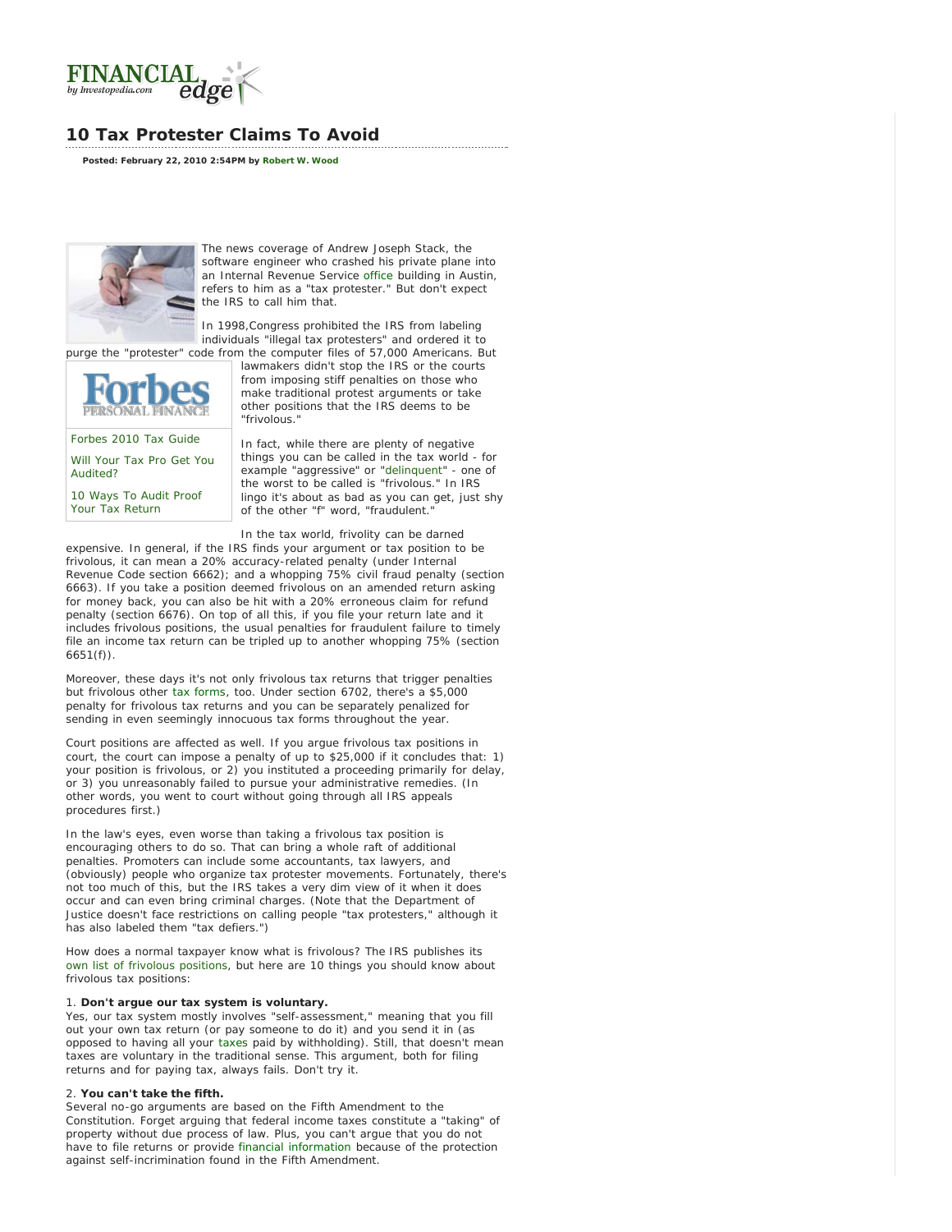# 10 Tax Protester Claims To Avoid

**Posted: February 22, 2010 2:54PM by Robert W. Wood**

The news coverage of Andrew Joseph Stack, the software engineer who crashed his private plane into an Internal Revenue Service office building in Austin, refers to him as a "tax protester." But don't expect the IRS to call him that.

In 1998,Congress prohibited the IRS from labeling individuals "illegal tax protesters" and ordered it to purge the "protester" code from the computer files of 57,000 Americans. But lawmakers didn't stop the IRS or the courts from imposing stiff penalties on those who make traditional protest arguments or take other positions that the IRS deems to be "frivolous."

Forbes 2010 Tax Guide

Will Your Tax Pro Get You Audited?

10 Ways To Audit Proof Your Tax Return

In fact, while there are plenty of negative things you can be called in the tax world - for example "aggressive" or "delinquent" - one of the worst to be called is "frivolous." In IRS lingo it's about as bad as you can get, just shy of the other "f" word, "fraudulent."

In the tax world, frivolity can be darned expensive. In general, if the IRS finds your argument or tax position to be frivolous, it can mean a 20% accuracy-related penalty (under Internal Revenue Code section 6662); and a whopping 75% civil fraud penalty (section 6663). If you take a position deemed frivolous on an amended return asking for money back, you can also be hit with a 20% erroneous claim for refund penalty (section 6676). On top of all this, if you file your return late and it includes frivolous positions, the usual penalties for fraudulent failure to timely file an income tax return can be tripled up to another whopping 75% (section 6651(f)).

Moreover, these days it's not only frivolous tax returns that trigger penalties but frivolous other tax forms, too. Under section 6702, there's a $5,000 penalty for frivolous tax returns and you can be separately penalized for sending in even seemingly innocuous tax forms throughout the year.

Court positions are affected as well. If you argue frivolous tax positions in court, the court can impose a penalty of up to $25,000 if it concludes that: 1) your position is frivolous, or 2) you instituted a proceeding primarily for delay, or 3) you unreasonably failed to pursue your administrative remedies. (In other words, you went to court without going through all IRS appeals procedures first.)

In the law's eyes, even worse than taking a frivolous tax position is encouraging others to do so. That can bring a whole raft of additional penalties. Promoters can include some accountants, tax lawyers, and (obviously) people who organize tax protester movements. Fortunately, there's not too much of this, but the IRS takes a very dim view of it when it does occur and can even bring criminal charges. (Note that the Department of Justice doesn't face restrictions on calling people "tax protesters," although it has also labeled them "tax defiers.")

How does a normal taxpayer know what is frivolous? The IRS publishes its own list of frivolous positions, but here are 10 things you should know about frivolous tax positions:

1. **Don't argue our tax system is voluntary.**
Yes, our tax system mostly involves "self-assessment," meaning that you fill out your own tax return (or pay someone to do it) and you send it in (as opposed to having all your taxes paid by withholding). Still, that doesn't mean taxes are voluntary in the traditional sense. This argument, both for filing returns and for paying tax, always fails. Don't try it.

2. **You can't take the fifth.**
Several no-go arguments are based on the Fifth Amendment to the Constitution. Forget arguing that federal income taxes constitute a "taking" of property without due process of law. Plus, you can't argue that you do not have to file returns or provide financial information because of the protection against self-incrimination found in the Fifth Amendment.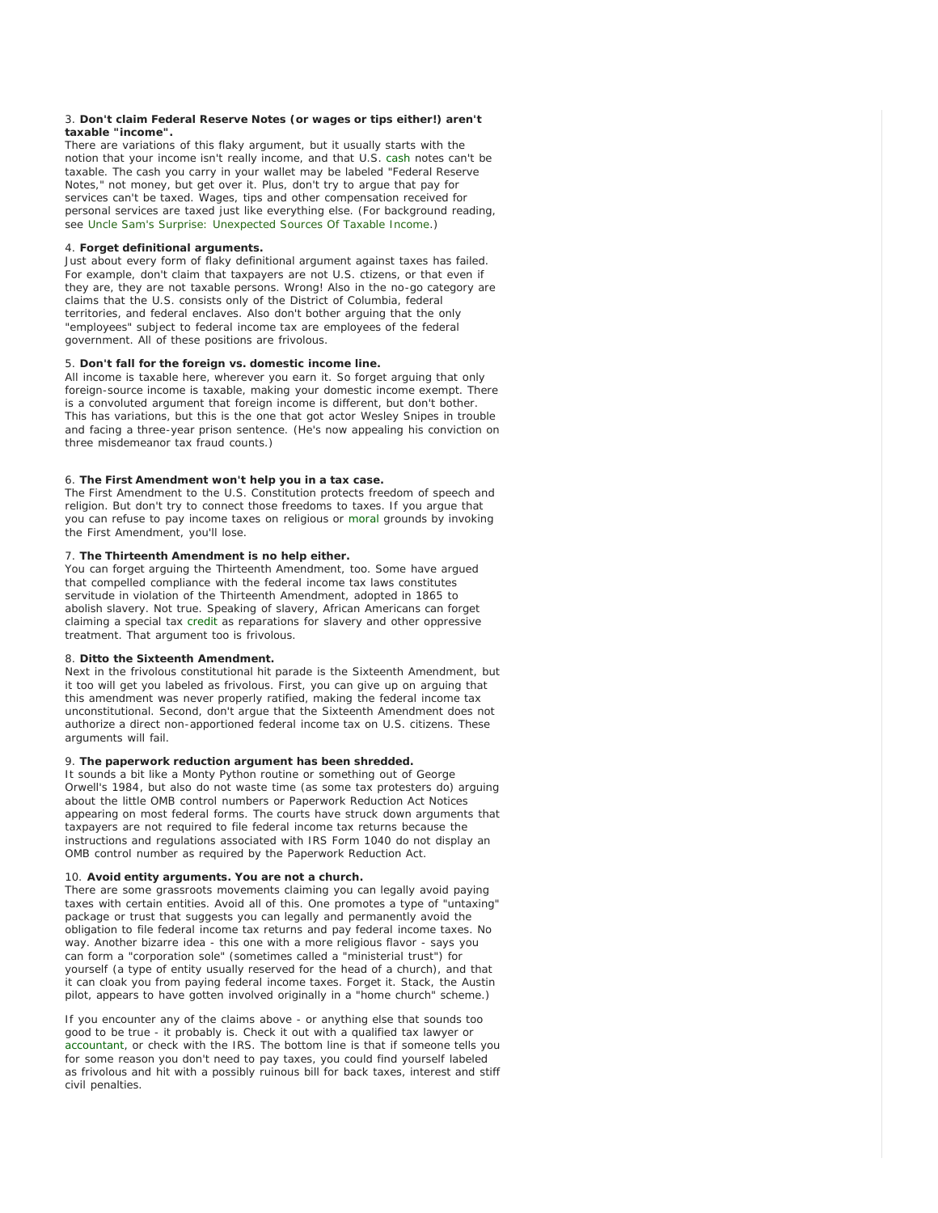3. **Don't claim Federal Reserve Notes (or wages or tips either!) aren't taxable "income".**

There are variations of this flaky argument, but it usually starts with the notion that your income isn't really income, and that U.S. cash notes can't be taxable. The cash you carry in your wallet may be labeled "Federal Reserve Notes," not money, but get over it. Plus, don't try to argue that pay for services can't be taxed. Wages, tips and other compensation received for personal services are taxed just like everything else. (For background reading, see Uncle Sam's Surprise: Unexpected Sources Of Taxable Income.)

4. **Forget definitional arguments.**

Just about every form of flaky definitional argument against taxes has failed. For example, don't claim that taxpayers are not U.S. ctizens, or that even if they are, they are not taxable persons. Wrong! Also in the no-go category are claims that the U.S. consists only of the District of Columbia, federal territories, and federal enclaves. Also don't bother arguing that the only "employees" subject to federal income tax are employees of the federal government. All of these positions are frivolous.

5. **Don't fall for the foreign vs. domestic income line.**

All income is taxable here, wherever you earn it. So forget arguing that only foreign-source income is taxable, making your domestic income exempt. There is a convoluted argument that foreign income is different, but don't bother. This has variations, but this is the one that got actor Wesley Snipes in trouble and facing a three-year prison sentence. (He's now appealing his conviction on three misdemeanor tax fraud counts.)

6. **The First Amendment won't help you in a tax case.**

The First Amendment to the U.S. Constitution protects freedom of speech and religion. But don't try to connect those freedoms to taxes. If you argue that you can refuse to pay income taxes on religious or moral grounds by invoking the First Amendment, you'll lose.

7. **The Thirteenth Amendment is no help either.**

You can forget arguing the Thirteenth Amendment, too. Some have argued that compelled compliance with the federal income tax laws constitutes servitude in violation of the Thirteenth Amendment, adopted in 1865 to abolish slavery. Not true. Speaking of slavery, African Americans can forget claiming a special tax credit as reparations for slavery and other oppressive treatment. That argument too is frivolous.

8. **Ditto the Sixteenth Amendment.**

Next in the frivolous constitutional hit parade is the Sixteenth Amendment, but it too will get you labeled as frivolous. First, you can give up on arguing that this amendment was never properly ratified, making the federal income tax unconstitutional. Second, don't argue that the Sixteenth Amendment does not authorize a direct non-apportioned federal income tax on U.S. citizens. These arguments will fail.

9. **The paperwork reduction argument has been shredded.**

It sounds a bit like a Monty Python routine or something out of George Orwell's 1984, but also do not waste time (as some tax protesters do) arguing about the little OMB control numbers or Paperwork Reduction Act Notices appearing on most federal forms. The courts have struck down arguments that taxpayers are not required to file federal income tax returns because the instructions and regulations associated with IRS Form 1040 do not display an OMB control number as required by the Paperwork Reduction Act.

10. **Avoid entity arguments. You are not a church.**

There are some grassroots movements claiming you can legally avoid paying taxes with certain entities. Avoid all of this. One promotes a type of "untaxing" package or trust that suggests you can legally and permanently avoid the obligation to file federal income tax returns and pay federal income taxes. No way. Another bizarre idea - this one with a more religious flavor - says you can form a "corporation sole" (sometimes called a "ministerial trust") for yourself (a type of entity usually reserved for the head of a church), and that it can cloak you from paying federal income taxes. Forget it. Stack, the Austin pilot, appears to have gotten involved originally in a "home church" scheme.)

If you encounter any of the claims above - or anything else that sounds too good to be true - it probably is. Check it out with a qualified tax lawyer or accountant, or check with the IRS. The bottom line is that if someone tells you for some reason you don't need to pay taxes, you could find yourself labeled as frivolous and hit with a possibly ruinous bill for back taxes, interest and stiff civil penalties.